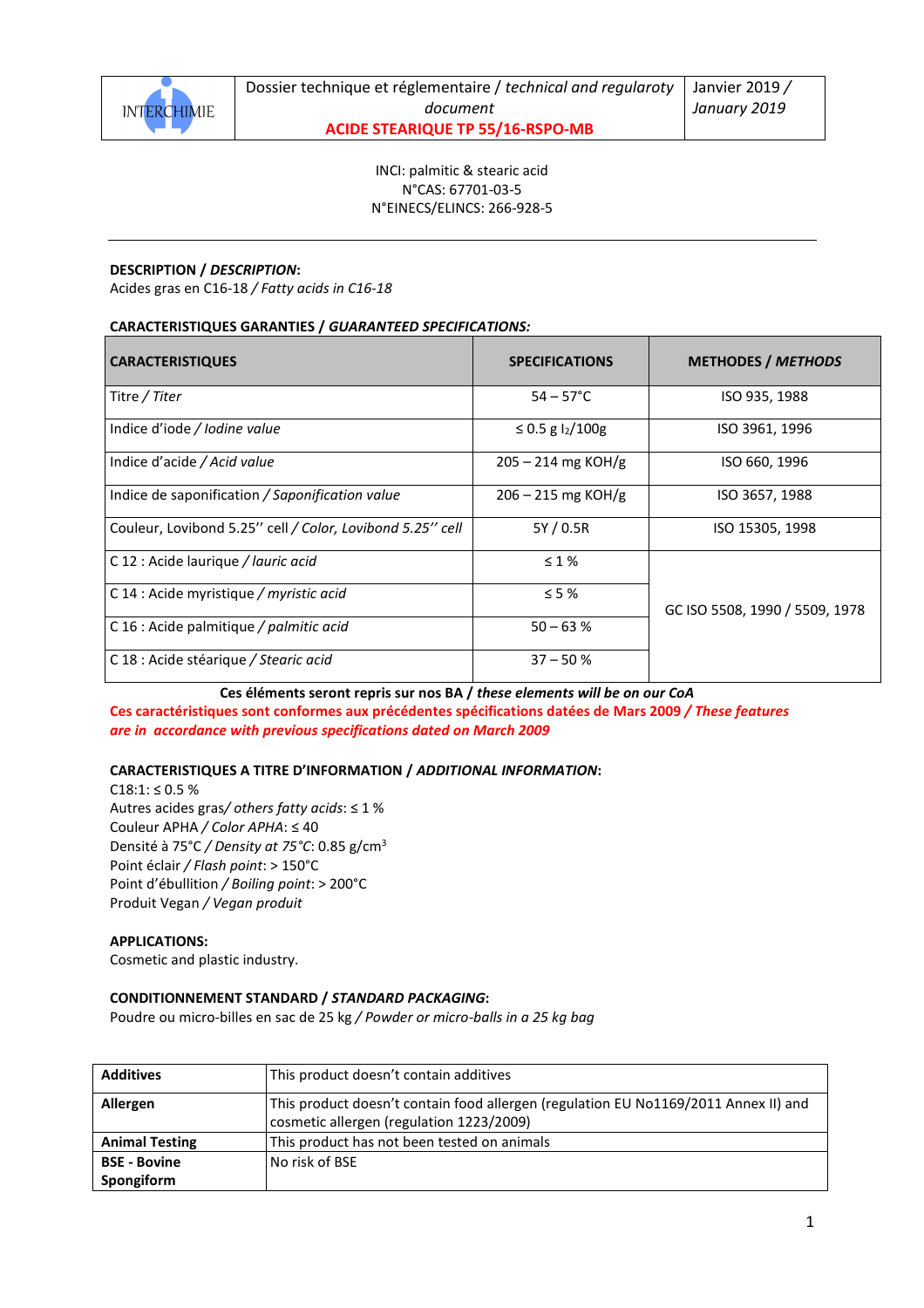| INTERCHIMIE | Dossier technique et réglementaire / *technical and regularoty document* **ACIDE STEARIQUE TP 55/16-RSPO-MB** | Janvier 2019 / *January 2019* |
|---|---|---|

INCI: palmitic & stearic acid
N°CAS: 67701-03-5
N°EINECS/ELINCS: 266-928-5

---

**DESCRIPTION / *DESCRIPTION*:**
Acides gras en C16-18 / *Fatty acids in C16-18*

**CARACTERISTIQUES GARANTIES / *GUARANTEED SPECIFICATIONS:***

| CARACTERISTIQUES | SPECIFICATIONS | METHODES / *METHODS* |
|---|---|---|
| Titre / *Titer* | 54 – 57°C | ISO 935, 1988 |
| Indice d'iode / *Iodine value* | ≤ 0.5 g $I_2$/100g | ISO 3961, 1996 |
| Indice d'acide / *Acid value* | 205 – 214 mg KOH/g | ISO 660, 1996 |
| Indice de saponification / *Saponification value* | 206 – 215 mg KOH/g | ISO 3657, 1988 |
| Couleur, Lovibond 5.25'' cell / *Color, Lovibond 5.25'' cell* | 5Y / 0.5R | ISO 15305, 1998 |
| C 12 : Acide laurique / *lauric acid* | ≤ 1 % | GC ISO 5508, 1990 / 5509, 1978 |
| C 14 : Acide myristique / *myristic acid* | ≤ 5 % | |
| C 16 : Acide palmitique / *palmitic acid* | 50 – 63 % | |
| C 18 : Acide stéarique / *Stearic acid* | 37 – 50 % | |

**Ces éléments seront repris sur nos BA / *these elements will be on our CoA***

**Ces caractéristiques sont conformes aux précédentes spécifications datées de Mars 2009 / *These features are in accordance with previous specifications dated on March 2009***

**CARACTERISTIQUES A TITRE D'INFORMATION / *ADDITIONAL INFORMATION*:**

C18:1: ≤ 0.5 %
Autres acides gras/ *others fatty acids*: ≤ 1 %
Couleur APHA / *Color APHA*: ≤ 40
Densité à 75°C / *Density at 75°C*: 0.85 g/cm$^3$
Point éclair / *Flash point*: > 150°C
Point d'ébullition / *Boiling point*: > 200°C
Produit Vegan / *Vegan produit*

**APPLICATIONS:**
Cosmetic and plastic industry.

**CONDITIONNEMENT STANDARD / *STANDARD PACKAGING*:**
Poudre ou micro-billes en sac de 25 kg / *Powder or micro-balls in a 25 kg bag*

| | |
|---|---|
| **Additives** | This product doesn't contain additives |
| **Allergen** | This product doesn't contain food allergen (regulation EU No1169/2011 Annex II) and cosmetic allergen (regulation 1223/2009) |
| **Animal Testing** | This product has not been tested on animals |
| **BSE - Bovine Spongiform** | No risk of BSE |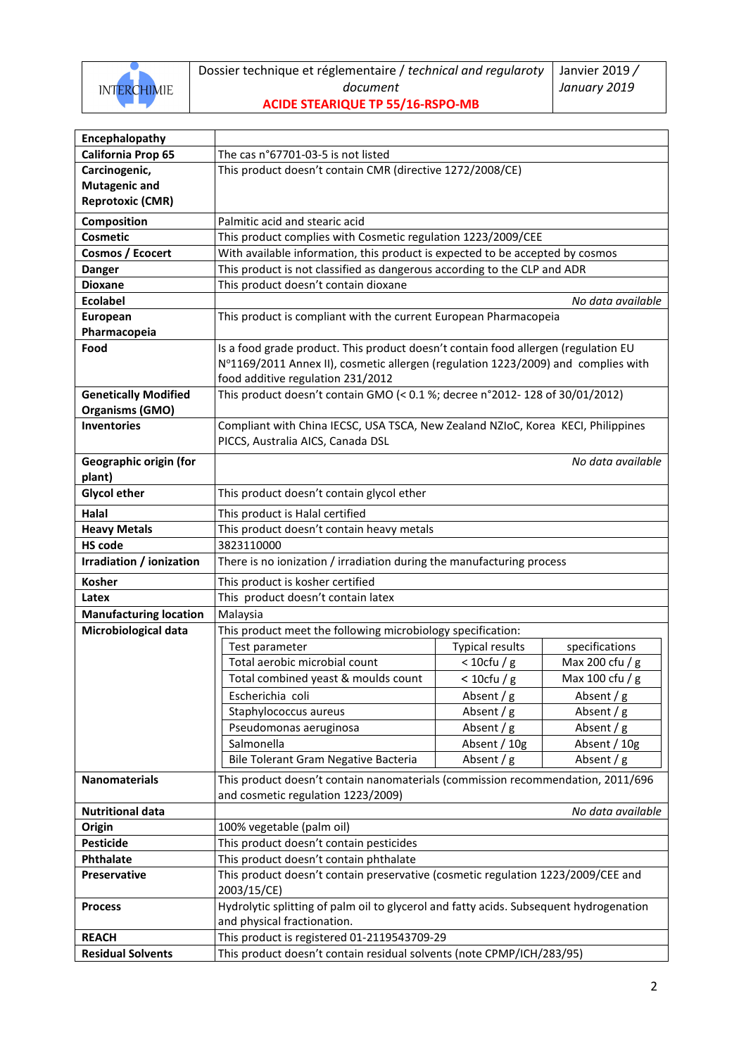| | |
|---|---|
| **Encephalopathy** | |
| **California Prop 65** | The cas n°67701-03-5 is not listed |
| **Carcinogenic, Mutagenic and Reprotoxic (CMR)** | This product doesn't contain CMR (directive 1272/2008/CE) |
| **Composition** | Palmitic acid and stearic acid |
| **Cosmetic** | This product complies with Cosmetic regulation 1223/2009/CEE |
| **Cosmos / Ecocert** | With available information, this product is expected to be accepted by cosmos |
| **Danger** | This product is not classified as dangerous according to the CLP and ADR |
| **Dioxane** | This product doesn't contain dioxane |
| **Ecolabel** | *No data available* |
| **European Pharmacopeia** | This product is compliant with the current European Pharmacopeia |
| **Food** | Is a food grade product. This product doesn't contain food allergen (regulation EU N°1169/2011 Annex II), cosmetic allergen (regulation 1223/2009) and complies with food additive regulation 231/2012 |
| **Genetically Modified Organisms (GMO)** | This product doesn't contain GMO (< 0.1 %; decree n°2012- 128 of 30/01/2012) |
| **Inventories** | Compliant with China IECSC, USA TSCA, New Zealand NZIoC, Korea KECI, Philippines PICCS, Australia AICS, Canada DSL |
| **Geographic origin (for plant)** | *No data available* |
| **Glycol ether** | This product doesn't contain glycol ether |
| **Halal** | This product is Halal certified |
| **Heavy Metals** | This product doesn't contain heavy metals |
| **HS code** | 3823110000 |
| **Irradiation / ionization** | There is no ionization / irradiation during the manufacturing process |
| **Kosher** | This product is kosher certified |
| **Latex** | This product doesn't contain latex |
| **Manufacturing location** | Malaysia |
| **Microbiological data** | This product meet the following microbiology specification: (see table below) |
| **Nanomaterials** | This product doesn't contain nanomaterials (commission recommendation, 2011/696 and cosmetic regulation 1223/2009) |
| **Nutritional data** | *No data available* |
| **Origin** | 100% vegetable (palm oil) |
| **Pesticide** | This product doesn't contain pesticides |
| **Phthalate** | This product doesn't contain phthalate |
| **Preservative** | This product doesn't contain preservative (cosmetic regulation 1223/2009/CEE and 2003/15/CE) |
| **Process** | Hydrolytic splitting of palm oil to glycerol and fatty acids. Subsequent hydrogenation and physical fractionation. |
| **REACH** | This product is registered 01-2119543709-29 |
| **Residual Solvents** | This product doesn't contain residual solvents (note CPMP/ICH/283/95) |

Microbiological data:

| Test parameter | Typical results | specifications |
|---|---|---|
| Total aerobic microbial count | < 10cfu / g | Max 200 cfu / g |
| Total combined yeast & moulds count | < 10cfu / g | Max 100 cfu / g |
| Escherichia coli | Absent / g | Absent / g |
| Staphylococcus aureus | Absent / g | Absent / g |
| Pseudomonas aeruginosa | Absent / g | Absent / g |
| Salmonella | Absent / 10g | Absent / 10g |
| Bile Tolerant Gram Negative Bacteria | Absent / g | Absent / g |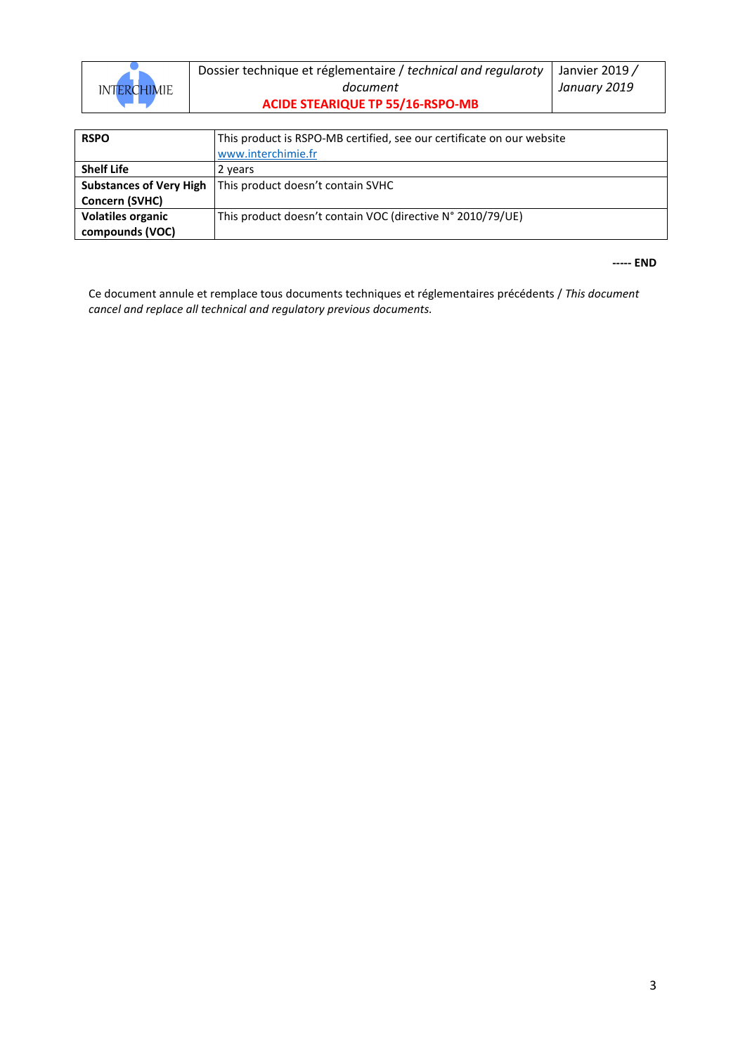| | |
|---|---|
| **RSPO** | This product is RSPO-MB certified, see our certificate on our website www.interchimie.fr |
| **Shelf Life** | 2 years |
| **Substances of Very High Concern (SVHC)** | This product doesn't contain SVHC |
| **Volatiles organic compounds (VOC)** | This product doesn't contain VOC (directive N° 2010/79/UE) |

**----- END**

Ce document annule et remplace tous documents techniques et réglementaires précédents / *This document cancel and replace all technical and regulatory previous documents.*